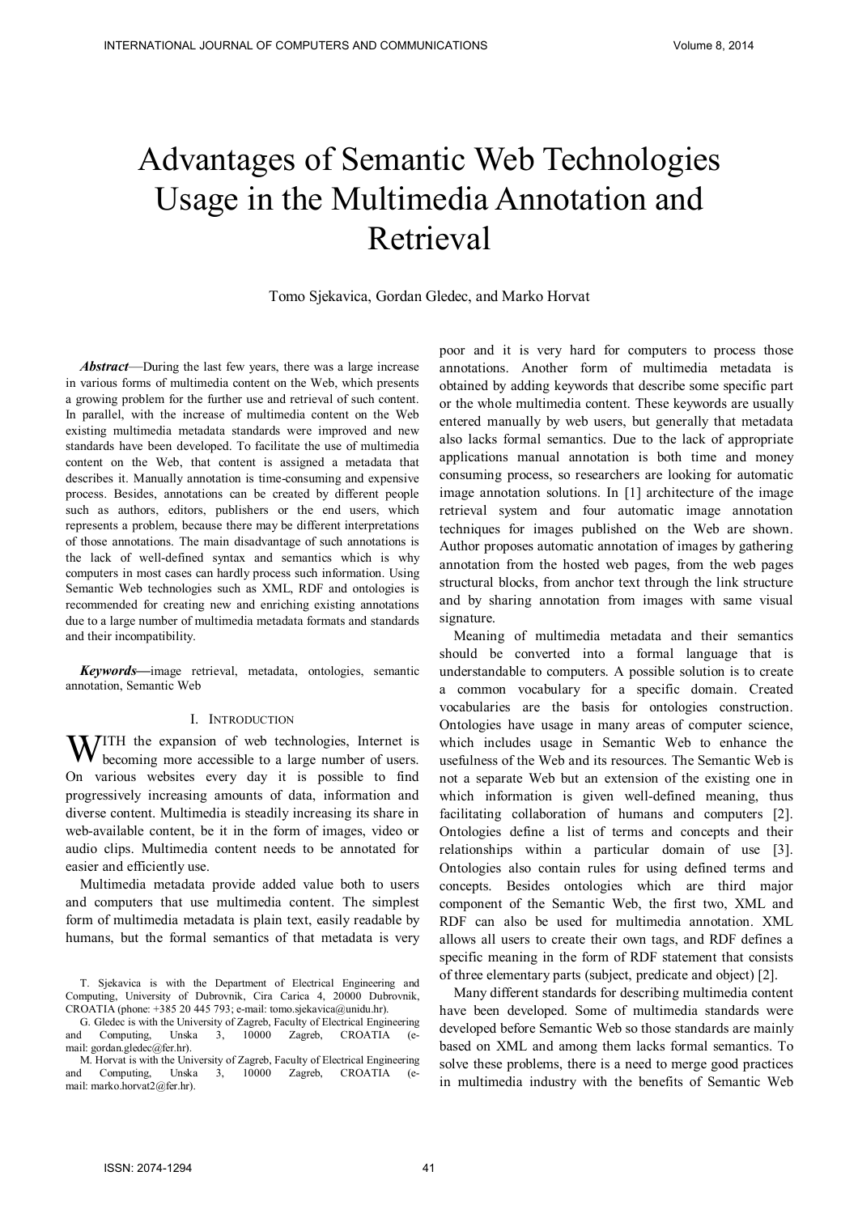# Advantages of Semantic Web Technologies Usage in the Multimedia Annotation and Retrieval

Tomo Sjekavica, Gordan Gledec, and Marko Horvat

***Abstract*****—**During the last few years, there was a large increase in various forms of multimedia content on the Web, which presents a growing problem for the further use and retrieval of such content. In parallel, with the increase of multimedia content on the Web existing multimedia metadata standards were improved and new standards have been developed. To facilitate the use of multimedia content on the Web, that content is assigned a metadata that describes it. Manually annotation is time-consuming and expensive process. Besides, annotations can be created by different people such as authors, editors, publishers or the end users, which represents a problem, because there may be different interpretations of those annotations. The main disadvantage of such annotations is the lack of well-defined syntax and semantics which is why computers in most cases can hardly process such information. Using Semantic Web technologies such as XML, RDF and ontologies is recommended for creating new and enriching existing annotations due to a large number of multimedia metadata formats and standards and their incompatibility.

***Keywords*****—**image retrieval, metadata, ontologies, semantic annotation, Semantic Web

## I. Introduction

With the expansion of web technologies, Internet is becoming more accessible to a large number of users. On various websites every day it is possible to find progressively increasing amounts of data, information and diverse content. Multimedia is steadily increasing its share in web-available content, be it in the form of images, video or audio clips. Multimedia content needs to be annotated for easier and efficiently use.

Multimedia metadata provide added value both to users and computers that use multimedia content. The simplest form of multimedia metadata is plain text, easily readable by humans, but the formal semantics of that metadata is very poor and it is very hard for computers to process those annotations. Another form of multimedia metadata is obtained by adding keywords that describe some specific part or the whole multimedia content. These keywords are usually entered manually by web users, but generally that metadata also lacks formal semantics. Due to the lack of appropriate applications manual annotation is both time and money consuming process, so researchers are looking for automatic image annotation solutions. In [1] architecture of the image retrieval system and four automatic image annotation techniques for images published on the Web are shown. Author proposes automatic annotation of images by gathering annotation from the hosted web pages, from the web pages structural blocks, from anchor text through the link structure and by sharing annotation from images with same visual signature.

Meaning of multimedia metadata and their semantics should be converted into a formal language that is understandable to computers. A possible solution is to create a common vocabulary for a specific domain. Created vocabularies are the basis for ontologies construction. Ontologies have usage in many areas of computer science, which includes usage in Semantic Web to enhance the usefulness of the Web and its resources. The Semantic Web is not a separate Web but an extension of the existing one in which information is given well-defined meaning, thus facilitating collaboration of humans and computers [2]. Ontologies define a list of terms and concepts and their relationships within a particular domain of use [3]. Ontologies also contain rules for using defined terms and concepts. Besides ontologies which are third major component of the Semantic Web, the first two, XML and RDF can also be used for multimedia annotation. XML allows all users to create their own tags, and RDF defines a specific meaning in the form of RDF statement that consists of three elementary parts (subject, predicate and object) [2].

Many different standards for describing multimedia content have been developed. Some of multimedia standards were developed before Semantic Web so those standards are mainly based on XML and among them lacks formal semantics. To solve these problems, there is a need to merge good practices in multimedia industry with the benefits of Semantic Web

T. Sjekavica is with the Department of Electrical Engineering and Computing, University of Dubrovnik, Cira Carica 4, 20000 Dubrovnik, CROATIA (phone: +385 20 445 793; e-mail: tomo.sjekavica@unidu.hr).

G. Gledec is with the University of Zagreb, Faculty of Electrical Engineering and Computing, Unska 3, 10000 Zagreb, CROATIA (e-mail: gordan.gledec@fer.hr).

M. Horvat is with the University of Zagreb, Faculty of Electrical Engineering and Computing, Unska 3, 10000 Zagreb, CROATIA (e-mail: marko.horvat2@fer.hr).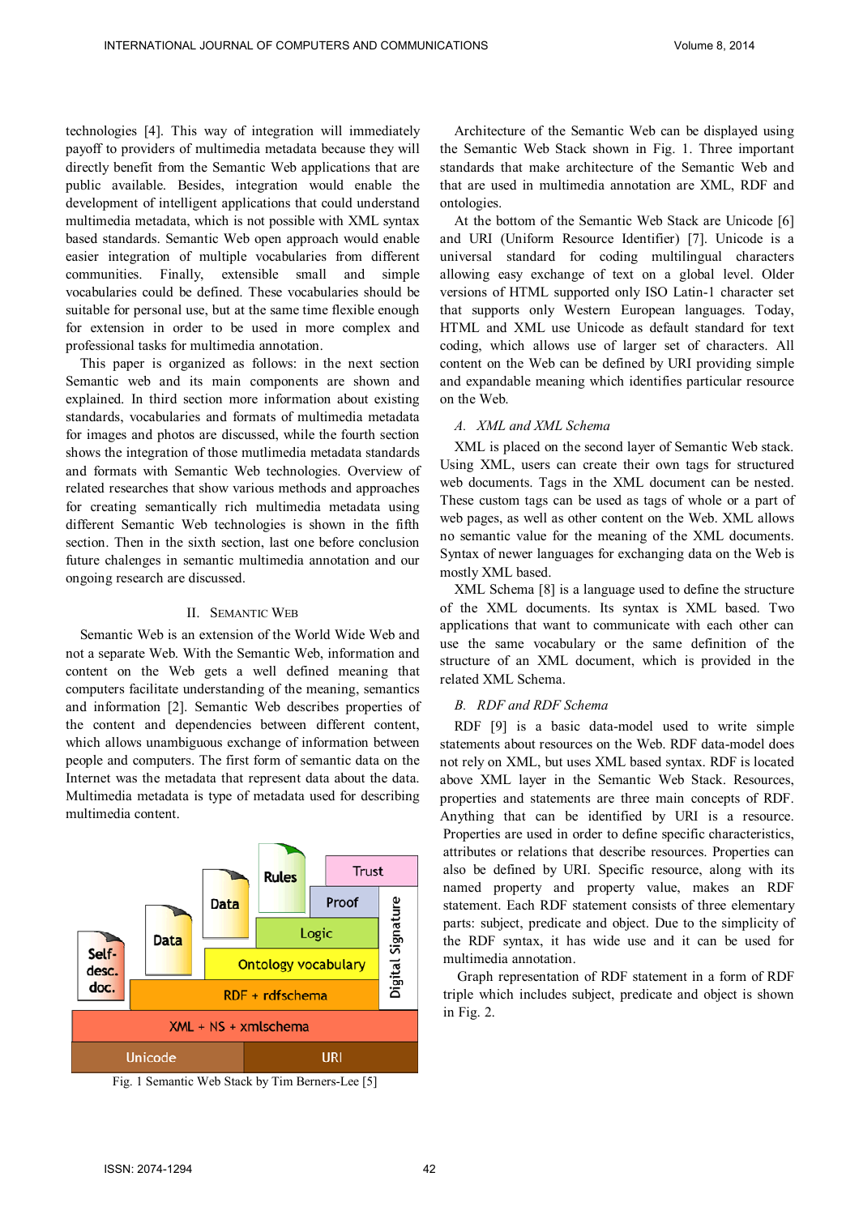technologies [4]. This way of integration will immediately payoff to providers of multimedia metadata because they will directly benefit from the Semantic Web applications that are public available. Besides, integration would enable the development of intelligent applications that could understand multimedia metadata, which is not possible with XML syntax based standards. Semantic Web open approach would enable easier integration of multiple vocabularies from different communities. Finally, extensible small and simple vocabularies could be defined. These vocabularies should be suitable for personal use, but at the same time flexible enough for extension in order to be used in more complex and professional tasks for multimedia annotation.

This paper is organized as follows: in the next section Semantic web and its main components are shown and explained. In third section more information about existing standards, vocabularies and formats of multimedia metadata for images and photos are discussed, while the fourth section shows the integration of those mutlimedia metadata standards and formats with Semantic Web technologies. Overview of related researches that show various methods and approaches for creating semantically rich multimedia metadata using different Semantic Web technologies is shown in the fifth section. Then in the sixth section, last one before conclusion future chalenges in semantic multimedia annotation and our ongoing research are discussed.

## II. Semantic Web

Semantic Web is an extension of the World Wide Web and not a separate Web. With the Semantic Web, information and content on the Web gets a well defined meaning that computers facilitate understanding of the meaning, semantics and information [2]. Semantic Web describes properties of the content and dependencies between different content, which allows unambiguous exchange of information between people and computers. The first form of semantic data on the Internet was the metadata that represent data about the data. Multimedia metadata is type of metadata used for describing multimedia content.

Fig. 1 Semantic Web Stack by Tim Berners-Lee [5]

Architecture of the Semantic Web can be displayed using the Semantic Web Stack shown in Fig. 1. Three important standards that make architecture of the Semantic Web and that are used in multimedia annotation are XML, RDF and ontologies.

At the bottom of the Semantic Web Stack are Unicode [6] and URI (Uniform Resource Identifier) [7]. Unicode is a universal standard for coding multilingual characters allowing easy exchange of text on a global level. Older versions of HTML supported only ISO Latin-1 character set that supports only Western European languages. Today, HTML and XML use Unicode as default standard for text coding, which allows use of larger set of characters. All content on the Web can be defined by URI providing simple and expandable meaning which identifies particular resource on the Web.

### *A. XML and XML Schema*

XML is placed on the second layer of Semantic Web stack. Using XML, users can create their own tags for structured web documents. Tags in the XML document can be nested. These custom tags can be used as tags of whole or a part of web pages, as well as other content on the Web. XML allows no semantic value for the meaning of the XML documents. Syntax of newer languages for exchanging data on the Web is mostly XML based.

XML Schema [8] is a language used to define the structure of the XML documents. Its syntax is XML based. Two applications that want to communicate with each other can use the same vocabulary or the same definition of the structure of an XML document, which is provided in the related XML Schema.

### *B. RDF and RDF Schema*

RDF [9] is a basic data-model used to write simple statements about resources on the Web. RDF data-model does not rely on XML, but uses XML based syntax. RDF is located above XML layer in the Semantic Web Stack. Resources, properties and statements are three main concepts of RDF. Anything that can be identified by URI is a resource. Properties are used in order to define specific characteristics, attributes or relations that describe resources. Properties can also be defined by URI. Specific resource, along with its named property and property value, makes an RDF statement. Each RDF statement consists of three elementary parts: subject, predicate and object. Due to the simplicity of the RDF syntax, it has wide use and it can be used for multimedia annotation.

Graph representation of RDF statement in a form of RDF triple which includes subject, predicate and object is shown in Fig. 2.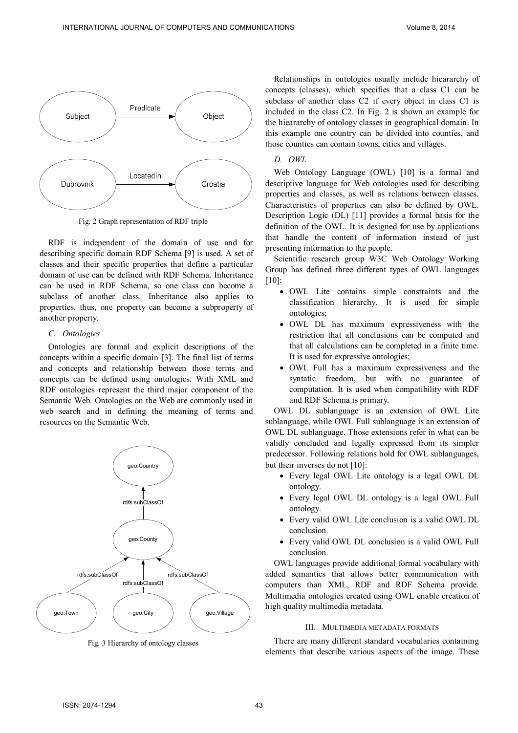Fig. 2 Graph representation of RDF triple

RDF is independent of the domain of use and for describing specific domain RDF Schema [9] is used. A set of classes and their specific properties that define a particular domain of use can be defined with RDF Schema. Inheritance can be used in RDF Schema, so one class can become a subclass of another class. Inheritance also applies to properties, thus, one property can become a subproperty of another property.

### C. Ontologies

Ontologies are formal and explicit descriptions of the concepts within a specific domain [3]. The final list of terms and concepts and relationship between those terms and concepts can be defined using ontologies. With XML and RDF ontologies represent the third major component of the Semantic Web. Ontologies on the Web are commonly used in web search and in defining the meaning of terms and resources on the Semantic Web.

Fig. 3 Hierarchy of ontology classes

Relationships in ontologies usually include hieararchy of concepts (classes), which specifies that a class C1 can be subclass of another class C2 if every object in class C1 is included in the class C2. In Fig. 2 is shown an example for the hiearарchy of ontology classes in geographical domain. In this example one country can be divided into counties, and those counties can contain towns, cities and villages.

### D. OWL

Web Ontology Language (OWL) [10] is a formal and descriptive language for Web ontologies used for describing properties and classes, as well as relations between classes. Characteristics of properties can also be defined by OWL. Description Logic (DL) [11] provides a formal basis for the definition of the OWL. It is designed for use by applications that handle the content of information instead of just presenting information to the people.

Scientific research group W3C Web Ontology Working Group has defined three different types of OWL languages [10]:

- OWL Lite contains simple constraints and the classification hierarchy. It is used for simple ontologies;
- OWL DL has maximum expressiveness with the restriction that all conclusions can be computed and that all calculations can be completed in a finite time. It is used for expressive ontologies;
- OWL Full has a maximum expressiveness and the syntatic freedom, but with no guarantee of computation. It is used when compatibility with RDF and RDF Schema is primary.

OWL DL sublanguage is an extension of OWL Lite sublanguage, while OWL Full sublanguage is an extension of OWL DL sublanguage. Those extensions refer in what can be validly concluded and legally expressed from its simpler predecessor. Following relations hold for OWL sublanguages, but their inverses do not [10]:

- Every legal OWL Lite ontology is a legal OWL DL ontology.
- Every legal OWL DL ontology is a legal OWL Full ontology.
- Every valid OWL Lite conclusion is a valid OWL DL conclusion.
- Every valid OWL DL conclusion is a valid OWL Full conclusion.

OWL languages provide additional formal vocabulary with added semantics that allows better communication with computers than XML, RDF and RDF Schema provide. Multimedia ontologies created using OWL enable creation of high quality multimedia metadata.

## III. Multimedia Metadata Formats

There are many different standard vocabularies containing elements that describe various aspects of the image. These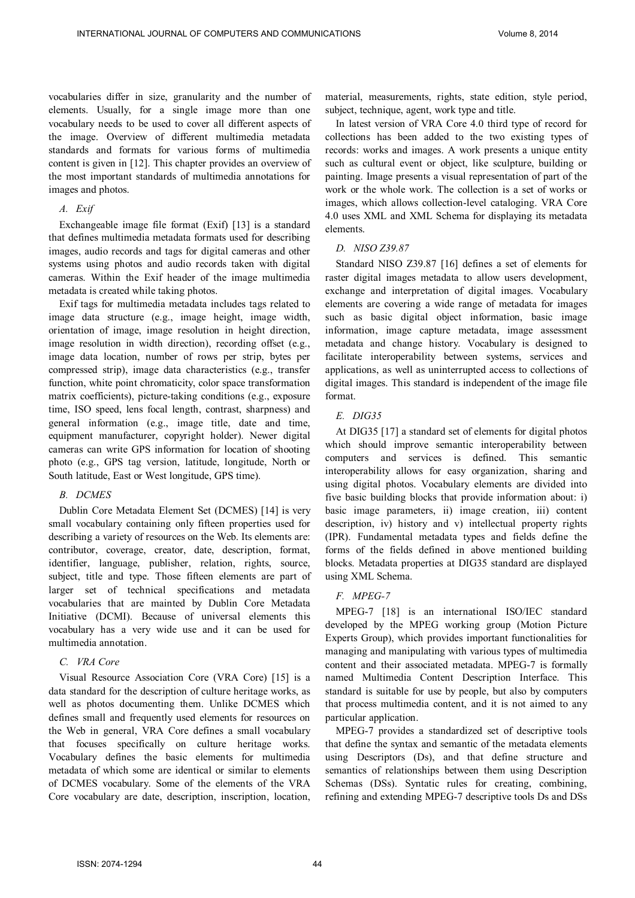vocabularies differ in size, granularity and the number of elements. Usually, for a single image more than one vocabulary needs to be used to cover all different aspects of the image. Overview of different multimedia metadata standards and formats for various forms of multimedia content is given in [12]. This chapter provides an overview of the most important standards of multimedia annotations for images and photos.

### *A. Exif*

Exchangeable image file format (Exif) [13] is a standard that defines multimedia metadata formats used for describing images, audio records and tags for digital cameras and other systems using photos and audio records taken with digital cameras. Within the Exif header of the image multimedia metadata is created while taking photos.

Exif tags for multimedia metadata includes tags related to image data structure (e.g., image height, image width, orientation of image, image resolution in height direction, image resolution in width direction), recording offset (e.g., image data location, number of rows per strip, bytes per compressed strip), image data characteristics (e.g., transfer function, white point chromaticity, color space transformation matrix coefficients), picture-taking conditions (e.g., exposure time, ISO speed, lens focal length, contrast, sharpness) and general information (e.g., image title, date and time, equipment manufacturer, copyright holder). Newer digital cameras can write GPS information for location of shooting photo (e.g., GPS tag version, latitude, longitude, North or South latitude, East or West longitude, GPS time).

### *B. DCMES*

Dublin Core Metadata Element Set (DCMES) [14] is very small vocabulary containing only fifteen properties used for describing a variety of resources on the Web. Its elements are: contributor, coverage, creator, date, description, format, identifier, language, publisher, relation, rights, source, subject, title and type. Those fifteen elements are part of larger set of technical specifications and metadata vocabularies that are mainted by Dublin Core Metadata Initiative (DCMI). Because of universal elements this vocabulary has a very wide use and it can be used for multimedia annotation.

### *C. VRA Core*

Visual Resource Association Core (VRA Core) [15] is a data standard for the description of culture heritage works, as well as photos documenting them. Unlike DCMES which defines small and frequently used elements for resources on the Web in general, VRA Core defines a small vocabulary that focuses specifically on culture heritage works. Vocabulary defines the basic elements for multimedia metadata of which some are identical or similar to elements of DCMES vocabulary. Some of the elements of the VRA Core vocabulary are date, description, inscription, location, material, measurements, rights, state edition, style period, subject, technique, agent, work type and title.

In latest version of VRA Core 4.0 third type of record for collections has been added to the two existing types of records: works and images. A work presents a unique entity such as cultural event or object, like sculpture, building or painting. Image presents a visual representation of part of the work or the whole work. The collection is a set of works or images, which allows collection-level cataloging. VRA Core 4.0 uses XML and XML Schema for displaying its metadata elements.

### *D. NISO Z39.87*

Standard NISO Z39.87 [16] defines a set of elements for raster digital images metadata to allow users development, exchange and interpretation of digital images. Vocabulary elements are covering a wide range of metadata for images such as basic digital object information, basic image information, image capture metadata, image assessment metadata and change history. Vocabulary is designed to facilitate interoperability between systems, services and applications, as well as uninterrupted access to collections of digital images. This standard is independent of the image file format.

### *E. DIG35*

At DIG35 [17] a standard set of elements for digital photos which should improve semantic interoperability between computers and services is defined. This semantic interoperability allows for easy organization, sharing and using digital photos. Vocabulary elements are divided into five basic building blocks that provide information about: i) basic image parameters, ii) image creation, iii) content description, iv) history and v) intellectual property rights (IPR). Fundamental metadata types and fields define the forms of the fields defined in above mentioned building blocks. Metadata properties at DIG35 standard are displayed using XML Schema.

### *F. MPEG-7*

MPEG-7 [18] is an international ISO/IEC standard developed by the MPEG working group (Motion Picture Experts Group), which provides important functionalities for managing and manipulating with various types of multimedia content and their associated metadata. MPEG-7 is formally named Multimedia Content Description Interface. This standard is suitable for use by people, but also by computers that process multimedia content, and it is not aimed to any particular application.

MPEG-7 provides a standardized set of descriptive tools that define the syntax and semantic of the metadata elements using Descriptors (Ds), and that define structure and semantics of relationships between them using Description Schemas (DSs). Syntatic rules for creating, combining, refining and extending MPEG-7 descriptive tools Ds and DSs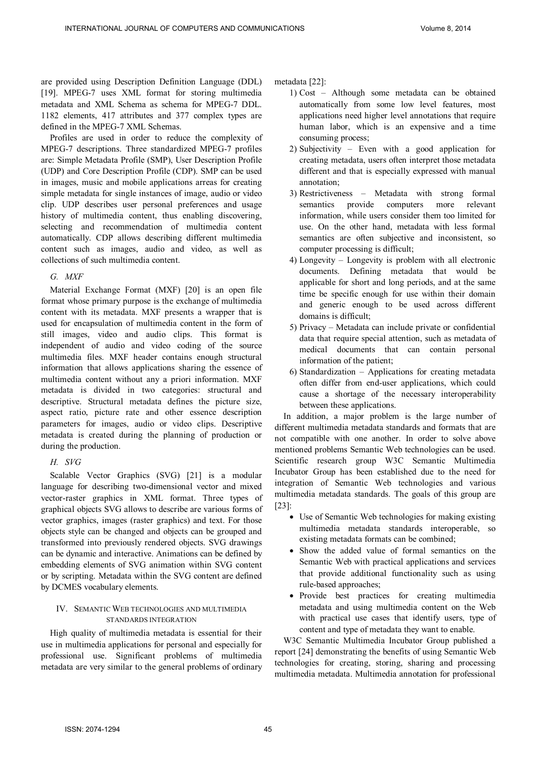are provided using Description Definition Language (DDL) [19]. MPEG-7 uses XML format for storing multimedia metadata and XML Schema as schema for MPEG-7 DDL. 1182 elements, 417 attributes and 377 complex types are defined in the MPEG-7 XML Schemas.

Profiles are used in order to reduce the complexity of MPEG-7 descriptions. Three standardized MPEG-7 profiles are: Simple Metadata Profile (SMP), User Description Profile (UDP) and Core Description Profile (CDP). SMP can be used in images, music and mobile applications arreas for creating simple metadata for single instances of image, audio or video clip. UDP describes user personal preferences and usage history of multimedia content, thus enabling discovering, selecting and recommendation of multimedia content automatically. CDP allows describing different multimedia content such as images, audio and video, as well as collections of such multimedia content.

### G. MXF

Material Exchange Format (MXF) [20] is an open file format whose primary purpose is the exchange of multimedia content with its metadata. MXF presents a wrapper that is used for encapsulation of multimedia content in the form of still images, video and audio clips. This format is independent of audio and video coding of the source multimedia files. MXF header contains enough structural information that allows applications sharing the essence of multimedia content without any a priori information. MXF metadata is divided in two categories: structural and descriptive. Structural metadata defines the picture size, aspect ratio, picture rate and other essence description parameters for images, audio or video clips. Descriptive metadata is created during the planning of production or during the production.

### H. SVG

Scalable Vector Graphics (SVG) [21] is a modular language for describing two-dimensional vector and mixed vector-raster graphics in XML format. Three types of graphical objects SVG allows to describe are various forms of vector graphics, images (raster graphics) and text. For those objects style can be changed and objects can be grouped and transformed into previously rendered objects. SVG drawings can be dynamic and interactive. Animations can be defined by embedding elements of SVG animation within SVG content or by scripting. Metadata within the SVG content are defined by DCMES vocabulary elements.

## IV. Semantic Web technologies and multimedia standards integration

High quality of multimedia metadata is essential for their use in multimedia applications for personal and especially for professional use. Significant problems of multimedia metadata are very similar to the general problems of ordinary metadata [22]:

1) Cost – Although some metadata can be obtained automatically from some low level features, most applications need higher level annotations that require human labor, which is an expensive and a time consuming process;
2) Subjectivity – Even with a good application for creating metadata, users often interpret those metadata different and that is especially expressed with manual annotation;
3) Restrictiveness – Metadata with strong formal semantics provide computers more relevant information, while users consider them too limited for use. On the other hand, metadata with less formal semantics are often subjective and inconsistent, so computer processing is difficult;
4) Longevity – Longevity is problem with all electronic documents. Defining metadata that would be applicable for short and long periods, and at the same time be specific enough for use within their domain and generic enough to be used across different domains is difficult;
5) Privacy – Metadata can include private or confidential data that require special attention, such as metadata of medical documents that can contain personal information of the patient;
6) Standardization – Applications for creating metadata often differ from end-user applications, which could cause a shortage of the necessary interoperability between these applications.

In addition, a major problem is the large number of different multimedia metadata standards and formats that are not compatible with one another. In order to solve above mentioned problems Semantic Web technologies can be used. Scientific research group W3C Semantic Multimedia Incubator Group has been established due to the need for integration of Semantic Web technologies and various multimedia metadata standards. The goals of this group are [23]:

- Use of Semantic Web technologies for making existing multimedia metadata standards interoperable, so existing metadata formats can be combined;
- Show the added value of formal semantics on the Semantic Web with practical applications and services that provide additional functionality such as using rule-based approaches;
- Provide best practices for creating multimedia metadata and using multimedia content on the Web with practical use cases that identify users, type of content and type of metadata they want to enable.

W3C Semantic Multimedia Incubator Group published a report [24] demonstrating the benefits of using Semantic Web technologies for creating, storing, sharing and processing multimedia metadata. Multimedia annotation for professional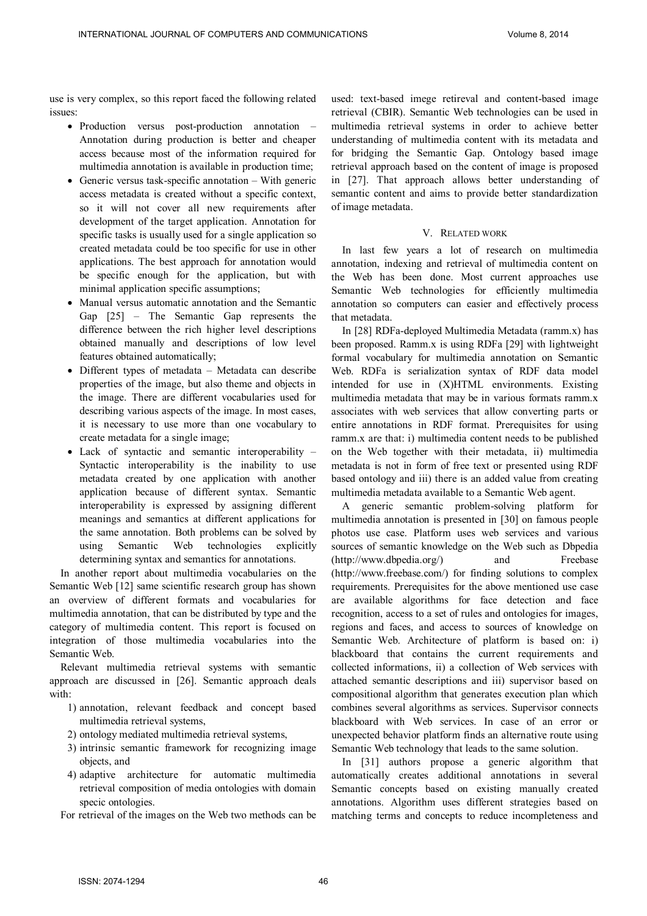use is very complex, so this report faced the following related issues:

- Production versus post-production annotation – Annotation during production is better and cheaper access because most of the information required for multimedia annotation is available in production time;
- Generic versus task-specific annotation – With generic access metadata is created without a specific context, so it will not cover all new requirements after development of the target application. Annotation for specific tasks is usually used for a single application so created metadata could be too specific for use in other applications. The best approach for annotation would be specific enough for the application, but with minimal application specific assumptions;
- Manual versus automatic annotation and the Semantic Gap [25] – The Semantic Gap represents the difference between the rich higher level descriptions obtained manually and descriptions of low level features obtained automatically;
- Different types of metadata – Metadata can describe properties of the image, but also theme and objects in the image. There are different vocabularies used for describing various aspects of the image. In most cases, it is necessary to use more than one vocabulary to create metadata for a single image;
- Lack of syntactic and semantic interoperability – Syntactic interoperability is the inability to use metadata created by one application with another application because of different syntax. Semantic interoperability is expressed by assigning different meanings and semantics at different applications for the same annotation. Both problems can be solved by using Semantic Web technologies explicitly determining syntax and semantics for annotations.

In another report about multimedia vocabularies on the Semantic Web [12] same scientific research group has shown an overview of different formats and vocabularies for multimedia annotation, that can be distributed by type and the category of multimedia content. This report is focused on integration of those multimedia vocabularies into the Semantic Web.

Relevant multimedia retrieval systems with semantic approach are discussed in [26]. Semantic approach deals with:

1) annotation, relevant feedback and concept based multimedia retrieval systems,
2) ontology mediated multimedia retrieval systems,
3) intrinsic semantic framework for recognizing image objects, and
4) adaptive architecture for automatic multimedia retrieval composition of media ontologies with domain specic ontologies.

For retrieval of the images on the Web two methods can be used: text-based imege retireval and content-based image retrieval (CBIR). Semantic Web technologies can be used in multimedia retrieval systems in order to achieve better understanding of multimedia content with its metadata and for bridging the Semantic Gap. Ontology based image retrieval approach based on the content of image is proposed in [27]. That approach allows better understanding of semantic content and aims to provide better standardization of image metadata.

## V. Related work

In last few years a lot of research on multimedia annotation, indexing and retrieval of multimedia content on the Web has been done. Most current approaches use Semantic Web technologies for efficiently multimedia annotation so computers can easier and effectively process that metadata.

In [28] RDFa-deployed Multimedia Metadata (ramm.x) has been proposed. Ramm.x is using RDFa [29] with lightweight formal vocabulary for multimedia annotation on Semantic Web. RDFa is serialization syntax of RDF data model intended for use in (X)HTML environments. Existing multimedia metadata that may be in various formats ramm.x associates with web services that allow converting parts or entire annotations in RDF format. Prerequisites for using ramm.x are that: i) multimedia content needs to be published on the Web together with their metadata, ii) multimedia metadata is not in form of free text or presented using RDF based ontology and iii) there is an added value from creating multimedia metadata available to a Semantic Web agent.

A generic semantic problem-solving platform for multimedia annotation is presented in [30] on famous people photos use case. Platform uses web services and various sources of semantic knowledge on the Web such as Dbpedia (http://www.dbpedia.org/) and Freebase (http://www.freebase.com/) for finding solutions to complex requirements. Prerequisites for the above mentioned use case are available algorithms for face detection and face recognition, access to a set of rules and ontologies for images, regions and faces, and access to sources of knowledge on Semantic Web. Architecture of platform is based on: i) blackboard that contains the current requirements and collected informations, ii) a collection of Web services with attached semantic descriptions and iii) supervisor based on compositional algorithm that generates execution plan which combines several algorithms as services. Supervisor connects blackboard with Web services. In case of an error or unexpected behavior platform finds an alternative route using Semantic Web technology that leads to the same solution.

In [31] authors propose a generic algorithm that automatically creates additional annotations in several Semantic concepts based on existing manually created annotations. Algorithm uses different strategies based on matching terms and concepts to reduce incompleteness and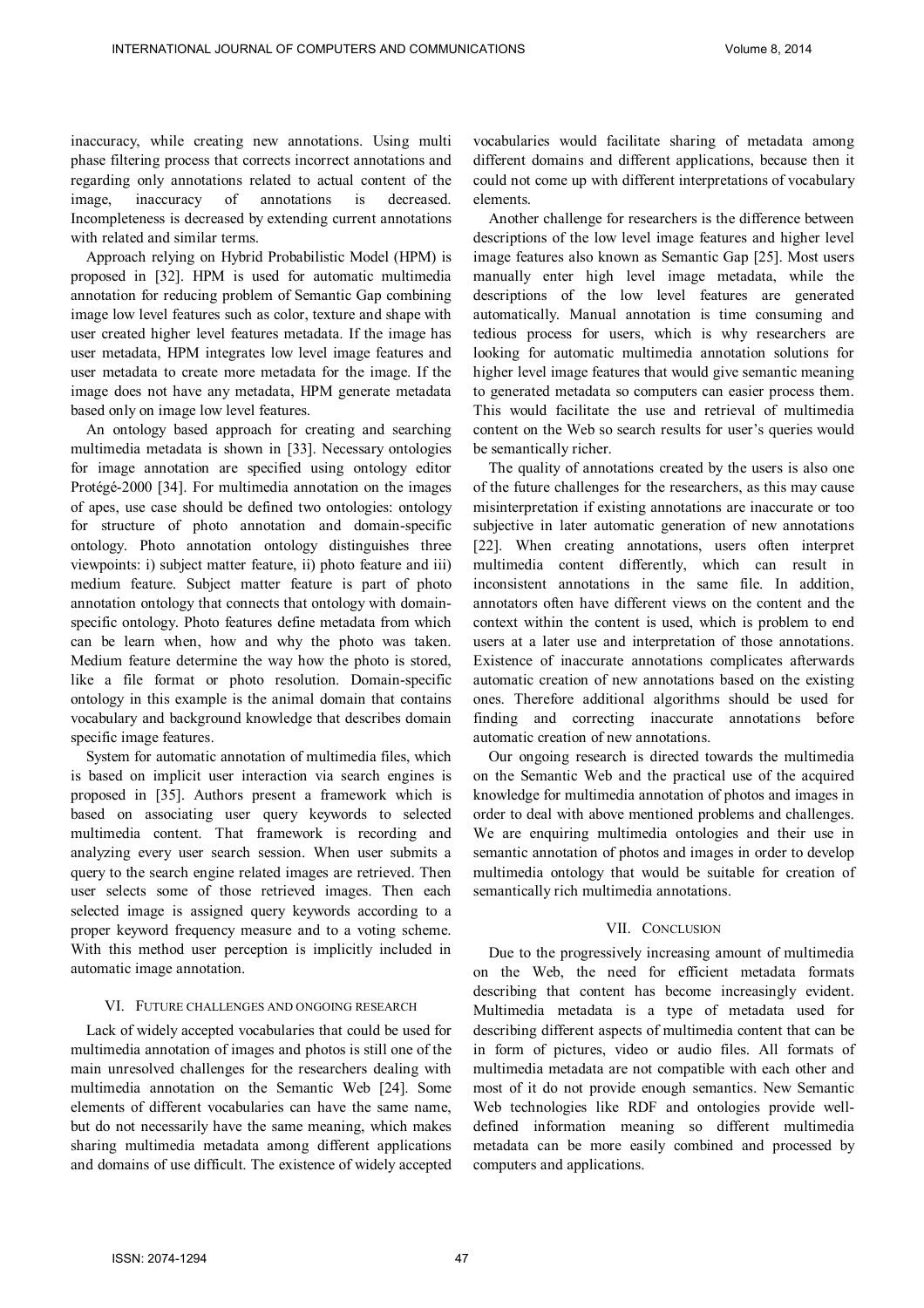inaccuracy, while creating new annotations. Using multi phase filtering process that corrects incorrect annotations and regarding only annotations related to actual content of the image, inaccuracy of annotations is decreased. Incompleteness is decreased by extending current annotations with related and similar terms.

Approach relying on Hybrid Probabilistic Model (HPM) is proposed in [32]. HPM is used for automatic multimedia annotation for reducing problem of Semantic Gap combining image low level features such as color, texture and shape with user created higher level features metadata. If the image has user metadata, HPM integrates low level image features and user metadata to create more metadata for the image. If the image does not have any metadata, HPM generate metadata based only on image low level features.

An ontology based approach for creating and searching multimedia metadata is shown in [33]. Necessary ontologies for image annotation are specified using ontology editor Protégé-2000 [34]. For multimedia annotation on the images of apes, use case should be defined two ontologies: ontology for structure of photo annotation and domain-specific ontology. Photo annotation ontology distinguishes three viewpoints: i) subject matter feature, ii) photo feature and iii) medium feature. Subject matter feature is part of photo annotation ontology that connects that ontology with domain-specific ontology. Photo features define metadata from which can be learn when, how and why the photo was taken. Medium feature determine the way how the photo is stored, like a file format or photo resolution. Domain-specific ontology in this example is the animal domain that contains vocabulary and background knowledge that describes domain specific image features.

System for automatic annotation of multimedia files, which is based on implicit user interaction via search engines is proposed in [35]. Authors present a framework which is based on associating user query keywords to selected multimedia content. That framework is recording and analyzing every user search session. When user submits a query to the search engine related images are retrieved. Then user selects some of those retrieved images. Then each selected image is assigned query keywords according to a proper keyword frequency measure and to a voting scheme. With this method user perception is implicitly included in automatic image annotation.

## VI. Future challenges and ongoing research

Lack of widely accepted vocabularies that could be used for multimedia annotation of images and photos is still one of the main unresolved challenges for the researchers dealing with multimedia annotation on the Semantic Web [24]. Some elements of different vocabularies can have the same name, but do not necessarily have the same meaning, which makes sharing multimedia metadata among different applications and domains of use difficult. The existence of widely accepted vocabularies would facilitate sharing of metadata among different domains and different applications, because then it could not come up with different interpretations of vocabulary elements.

Another challenge for researchers is the difference between descriptions of the low level image features and higher level image features also known as Semantic Gap [25]. Most users manually enter high level image metadata, while the descriptions of the low level features are generated automatically. Manual annotation is time consuming and tedious process for users, which is why researchers are looking for automatic multimedia annotation solutions for higher level image features that would give semantic meaning to generated metadata so computers can easier process them. This would facilitate the use and retrieval of multimedia content on the Web so search results for user's queries would be semantically richer.

The quality of annotations created by the users is also one of the future challenges for the researchers, as this may cause misinterpretation if existing annotations are inaccurate or too subjective in later automatic generation of new annotations [22]. When creating annotations, users often interpret multimedia content differently, which can result in inconsistent annotations in the same file. In addition, annotators often have different views on the content and the context within the content is used, which is problem to end users at a later use and interpretation of those annotations. Existence of inaccurate annotations complicates afterwards automatic creation of new annotations based on the existing ones. Therefore additional algorithms should be used for finding and correcting inaccurate annotations before automatic creation of new annotations.

Our ongoing research is directed towards the multimedia on the Semantic Web and the practical use of the acquired knowledge for multimedia annotation of photos and images in order to deal with above mentioned problems and challenges. We are enquiring multimedia ontologies and their use in semantic annotation of photos and images in order to develop multimedia ontology that would be suitable for creation of semantically rich multimedia annotations.

## VII. Conclusion

Due to the progressively increasing amount of multimedia on the Web, the need for efficient metadata formats describing that content has become increasingly evident. Multimedia metadata is a type of metadata used for describing different aspects of multimedia content that can be in form of pictures, video or audio files. All formats of multimedia metadata are not compatible with each other and most of it do not provide enough semantics. New Semantic Web technologies like RDF and ontologies provide well-defined information meaning so different multimedia metadata can be more easily combined and processed by computers and applications.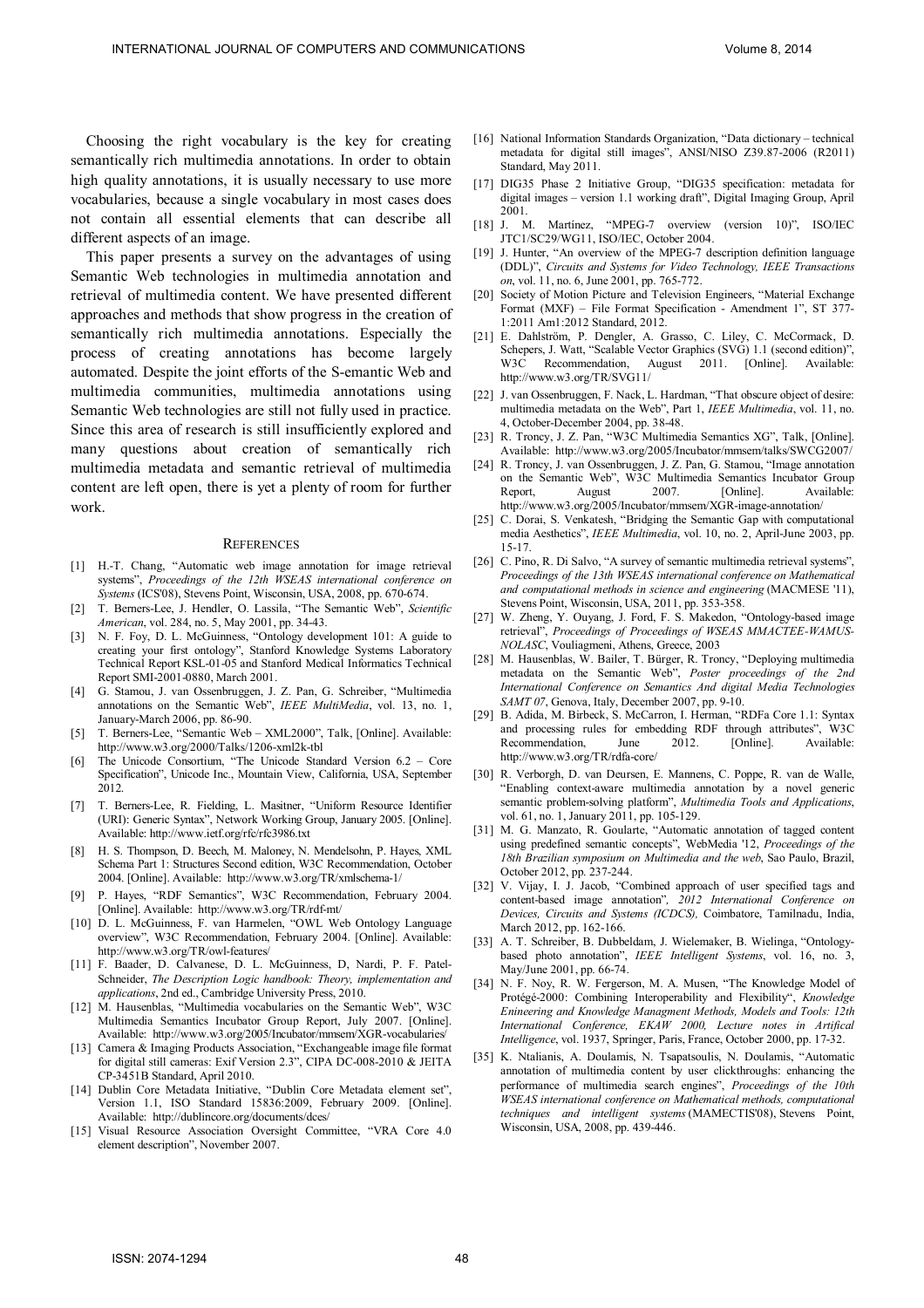Choosing the right vocabulary is the key for creating semantically rich multimedia annotations. In order to obtain high quality annotations, it is usually necessary to use more vocabularies, because a single vocabulary in most cases does not contain all essential elements that can describe all different aspects of an image.

This paper presents a survey on the advantages of using Semantic Web technologies in multimedia annotation and retrieval of multimedia content. We have presented different approaches and methods that show progress in the creation of semantically rich multimedia annotations. Especially the process of creating annotations has become largely automated. Despite the joint efforts of the S-emantic Web and multimedia communities, multimedia annotations using Semantic Web technologies are still not fully used in practice. Since this area of research is still insufficiently explored and many questions about creation of semantically rich multimedia metadata and semantic retrieval of multimedia content are left open, there is yet a plenty of room for further work.

## References

[1] H.-T. Chang, "Automatic web image annotation for image retrieval systems", *Proceedings of the 12th WSEAS international conference on Systems* (ICS'08), Stevens Point, Wisconsin, USA, 2008, pp. 670-674.

[2] T. Berners-Lee, J. Hendler, O. Lassila, "The Semantic Web", *Scientific American*, vol. 284, no. 5, May 2001, pp. 34-43.

[3] N. F. Foy, D. L. McGuinness, "Ontology development 101: A guide to creating your first ontology", Stanford Knowledge Systems Laboratory Technical Report KSL-01-05 and Stanford Medical Informatics Technical Report SMI-2001-0880, March 2001.

[4] G. Stamou, J. van Ossenbruggen, J. Z. Pan, G. Schreiber, "Multimedia annotations on the Semantic Web", *IEEE MultiMedia*, vol. 13, no. 1, January-March 2006, pp. 86-90.

[5] T. Berners-Lee, "Semantic Web – XML2000", Talk, [Online]. Available: http://www.w3.org/2000/Talks/1206-xml2k-tbl

[6] The Unicode Consortium, "The Unicode Standard Version 6.2 – Core Specification", Unicode Inc., Mountain View, California, USA, September 2012.

[7] T. Berners-Lee, R. Fielding, L. Masitner, "Uniform Resource Identifier (URI): Generic Syntax", Network Working Group, January 2005. [Online]. Available: http://www.ietf.org/rfc/rfc3986.txt

[8] H. S. Thompson, D. Beech, M. Maloney, N. Mendelsohn, P. Hayes, XML Schema Part 1: Structures Second edition, W3C Recommendation, October 2004. [Online]. Available: http://www.w3.org/TR/xmlschema-1/

[9] P. Hayes, "RDF Semantics", W3C Recommendation, February 2004. [Online]. Available: http://www.w3.org/TR/rdf-mt/

[10] D. L. McGuinness, F. van Harmelen, "OWL Web Ontology Language overview", W3C Recommendation, February 2004. [Online]. Available: http://www.w3.org/TR/owl-features/

[11] F. Baader, D. Calvanese, D. L. McGuinness, D, Nardi, P. F. Patel-Schneider, *The Description Logic handbook: Theory, implementation and applications*, 2nd ed., Cambridge University Press, 2010.

[12] M. Hausenblas, "Multimedia vocabularies on the Semantic Web", W3C Multimedia Semantics Incubator Group Report, July 2007. [Online]. Available: http://www.w3.org/2005/Incubator/mmsem/XGR-vocabularies/

[13] Camera & Imaging Products Association, "Exchangeable image file format for digital still cameras: Exif Version 2.3", CIPA DC-008-2010 & JEITA CP-3451B Standard, April 2010.

[14] Dublin Core Metadata Initiative, "Dublin Core Metadata element set", Version 1.1, ISO Standard 15836:2009, February 2009. [Online]. Available: http://dublincore.org/documents/dces/

[15] Visual Resource Association Oversight Committee, "VRA Core 4.0 element description", November 2007.

[16] National Information Standards Organization, "Data dictionary – technical metadata for digital still images", ANSI/NISO Z39.87-2006 (R2011) Standard, May 2011.

[17] DIG35 Phase 2 Initiative Group, "DIG35 specification: metadata for digital images – version 1.1 working draft", Digital Imaging Group, April 2001.

[18] J. M. Martínez, "MPEG-7 overview (version 10)", ISO/IEC JTC1/SC29/WG11, ISO/IEC, October 2004.

[19] J. Hunter, "An overview of the MPEG-7 description definition language (DDL)", *Circuits and Systems for Video Technology, IEEE Transactions on*, vol. 11, no. 6, June 2001, pp. 765-772.

[20] Society of Motion Picture and Television Engineers, "Material Exchange Format (MXF) – File Format Specification - Amendment 1", ST 377-1:2011 Am1:2012 Standard, 2012.

[21] E. Dahlström, P. Dengler, A. Grasso, C. Liley, C. McCormack, D. Schepers, J. Watt, "Scalable Vector Graphics (SVG) 1.1 (second edition)", W3C Recommendation, August 2011. [Online]. Available: http://www.w3.org/TR/SVG11/

[22] J. van Ossenbruggen, F. Nack, L. Hardman, "That obscure object of desire: multimedia metadata on the Web", Part 1, *IEEE Multimedia*, vol. 11, no. 4, October-December 2004, pp. 38-48.

[23] R. Troncy, J. Z. Pan, "W3C Multimedia Semantics XG", Talk, [Online]. Available: http://www.w3.org/2005/Incubator/mmsem/talks/SWCG2007/

[24] R. Troncy, J. van Ossenbruggen, J. Z. Pan, G. Stamou, "Image annotation on the Semantic Web", W3C Multimedia Semantics Incubator Group Report, August 2007. [Online]. Available: http://www.w3.org/2005/Incubator/mmsem/XGR-image-annotation/

[25] C. Dorai, S. Venkatesh, "Bridging the Semantic Gap with computational media Aesthetics", *IEEE Multimedia*, vol. 10, no. 2, April-June 2003, pp. 15-17.

[26] C. Pino, R. Di Salvo, "A survey of semantic multimedia retrieval systems", *Proceedings of the 13th WSEAS international conference on Mathematical and computational methods in science and engineering* (MACMESE '11), Stevens Point, Wisconsin, USA, 2011, pp. 353-358.

[27] W. Zheng, Y. Ouyang, J. Ford, F. S. Makedon, "Ontology-based image retrieval", *Proceedings of Proceedings of WSEAS MMACTEE-WAMUS-NOLASC*, Vouliagmeni, Athens, Greece, 2003

[28] M. Hausenblas, W. Bailer, T. Bürger, R. Troncy, "Deploying multimedia metadata on the Semantic Web", *Poster proceedings of the 2nd International Conference on Semantics And digital Media Technologies SAMT 07*, Genova, Italy, December 2007, pp. 9-10.

[29] B. Adida, M. Birbeck, S. McCarron, I. Herman, "RDFa Core 1.1: Syntax and processing rules for embedding RDF through attributes", W3C Recommendation, June 2012. [Online]. Available: http://www.w3.org/TR/rdfa-core/

[30] R. Verborgh, D. van Deursen, E. Mannens, C. Poppe, R. van de Walle, "Enabling context-aware multimedia annotation by a novel generic semantic problem-solving platform", *Multimedia Tools and Applications*, vol. 61, no. 1, January 2011, pp. 105-129.

[31] M. G. Manzato, R. Goularte, "Automatic annotation of tagged content using predefined semantic concepts", WebMedia '12, *Proceedings of the 18th Brazilian symposium on Multimedia and the web*, Sao Paulo, Brazil, October 2012, pp. 237-244.

[32] V. Vijay, I. J. Jacob, "Combined approach of user specified tags and content-based image annotation", *2012 International Conference on Devices, Circuits and Systems (ICDCS),* Coimbatore, Tamilnadu, India, March 2012, pp. 162-166.

[33] A. T. Schreiber, B. Dubbeldam, J. Wielemaker, B. Wielinga, "Ontology-based photo annotation", *IEEE Intelligent Systems*, vol. 16, no. 3, May/June 2001, pp. 66-74.

[34] N. F. Noy, R. W. Fergerson, M. A. Musen, "The Knowledge Model of Protégé-2000: Combining Interoperability and Flexibility", *Knowledge Enineering and Knowledge Managment Methods, Models and Tools: 12th International Conference, EKAW 2000, Lecture notes in Artifical Intelligence*, vol. 1937, Springer, Paris, France, October 2000, pp. 17-32.

[35] K. Ntalianis, A. Doulamis, N. Tsapatsoulis, N. Doulamis, "Automatic annotation of multimedia content by user clickthroughs: enhancing the performance of multimedia search engines", *Proceedings of the 10th WSEAS international conference on Mathematical methods, computational techniques and intelligent systems* (MAMECTIS'08), Stevens Point, Wisconsin, USA, 2008, pp. 439-446.